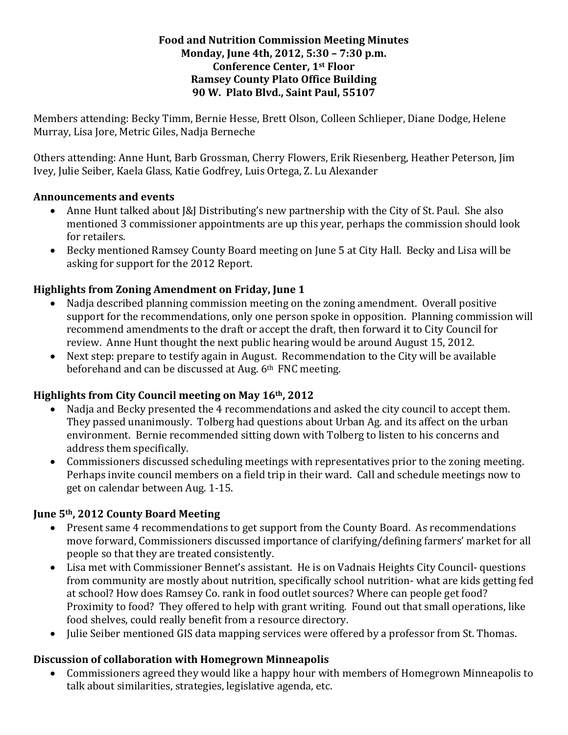**Food and Nutrition Commission Meeting Minutes**
**Monday, June 4th, 2012, 5:30 – 7:30 p.m.**
**Conference Center, 1st Floor**
**Ramsey County Plato Office Building**
**90 W. Plato Blvd., Saint Paul, 55107**

Members attending: Becky Timm, Bernie Hesse, Brett Olson, Colleen Schlieper, Diane Dodge, Helene Murray, Lisa Jore, Metric Giles, Nadja Berneche

Others attending: Anne Hunt, Barb Grossman, Cherry Flowers, Erik Riesenberg, Heather Peterson, Jim Ivey, Julie Seiber, Kaela Glass, Katie Godfrey, Luis Ortega, Z. Lu Alexander

### Announcements and events

- Anne Hunt talked about J&J Distributing's new partnership with the City of St. Paul. She also mentioned 3 commissioner appointments are up this year, perhaps the commission should look for retailers.
- Becky mentioned Ramsey County Board meeting on June 5 at City Hall. Becky and Lisa will be asking for support for the 2012 Report.

### Highlights from Zoning Amendment on Friday, June 1

- Nadja described planning commission meeting on the zoning amendment. Overall positive support for the recommendations, only one person spoke in opposition. Planning commission will recommend amendments to the draft or accept the draft, then forward it to City Council for review. Anne Hunt thought the next public hearing would be around August 15, 2012.
- Next step: prepare to testify again in August. Recommendation to the City will be available beforehand and can be discussed at Aug. 6th FNC meeting.

### Highlights from City Council meeting on May 16th, 2012

- Nadja and Becky presented the 4 recommendations and asked the city council to accept them. They passed unanimously. Tolberg had questions about Urban Ag. and its affect on the urban environment. Bernie recommended sitting down with Tolberg to listen to his concerns and address them specifically.
- Commissioners discussed scheduling meetings with representatives prior to the zoning meeting. Perhaps invite council members on a field trip in their ward. Call and schedule meetings now to get on calendar between Aug. 1-15.

### June 5th, 2012 County Board Meeting

- Present same 4 recommendations to get support from the County Board. As recommendations move forward, Commissioners discussed importance of clarifying/defining farmers' market for all people so that they are treated consistently.
- Lisa met with Commissioner Bennet's assistant. He is on Vadnais Heights City Council- questions from community are mostly about nutrition, specifically school nutrition- what are kids getting fed at school? How does Ramsey Co. rank in food outlet sources? Where can people get food? Proximity to food? They offered to help with grant writing. Found out that small operations, like food shelves, could really benefit from a resource directory.
- Julie Seiber mentioned GIS data mapping services were offered by a professor from St. Thomas.

### Discussion of collaboration with Homegrown Minneapolis

- Commissioners agreed they would like a happy hour with members of Homegrown Minneapolis to talk about similarities, strategies, legislative agenda, etc.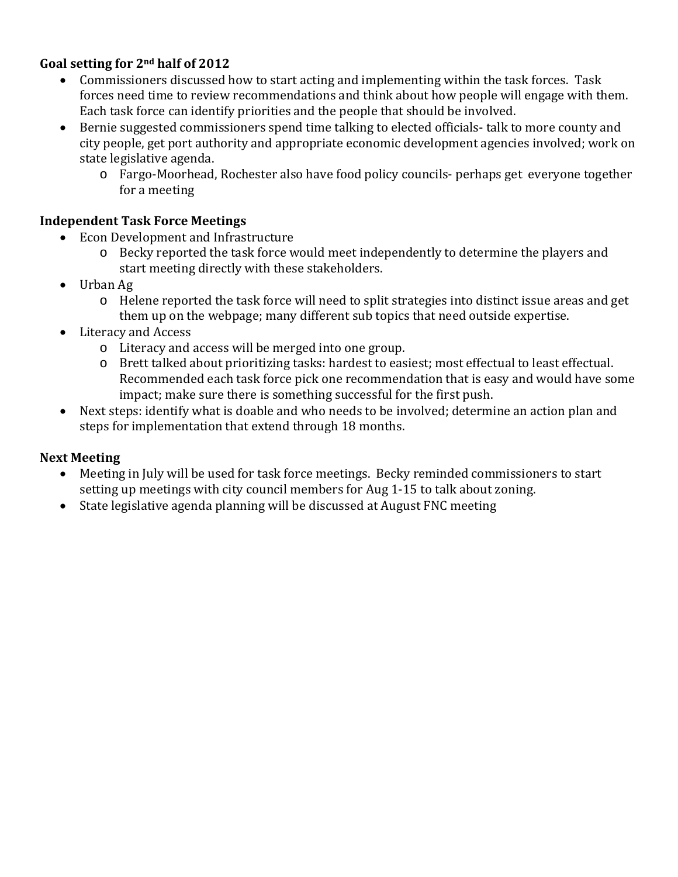**Goal setting for 2nd half of 2012**

- Commissioners discussed how to start acting and implementing within the task forces. Task forces need time to review recommendations and think about how people will engage with them. Each task force can identify priorities and the people that should be involved.
- Bernie suggested commissioners spend time talking to elected officials- talk to more county and city people, get port authority and appropriate economic development agencies involved; work on state legislative agenda.
  - Fargo-Moorhead, Rochester also have food policy councils- perhaps get everyone together for a meeting

**Independent Task Force Meetings**

- Econ Development and Infrastructure
  - Becky reported the task force would meet independently to determine the players and start meeting directly with these stakeholders.
- Urban Ag
  - Helene reported the task force will need to split strategies into distinct issue areas and get them up on the webpage; many different sub topics that need outside expertise.
- Literacy and Access
  - Literacy and access will be merged into one group.
  - Brett talked about prioritizing tasks: hardest to easiest; most effectual to least effectual. Recommended each task force pick one recommendation that is easy and would have some impact; make sure there is something successful for the first push.
- Next steps: identify what is doable and who needs to be involved; determine an action plan and steps for implementation that extend through 18 months.

**Next Meeting**

- Meeting in July will be used for task force meetings. Becky reminded commissioners to start setting up meetings with city council members for Aug 1-15 to talk about zoning.
- State legislative agenda planning will be discussed at August FNC meeting